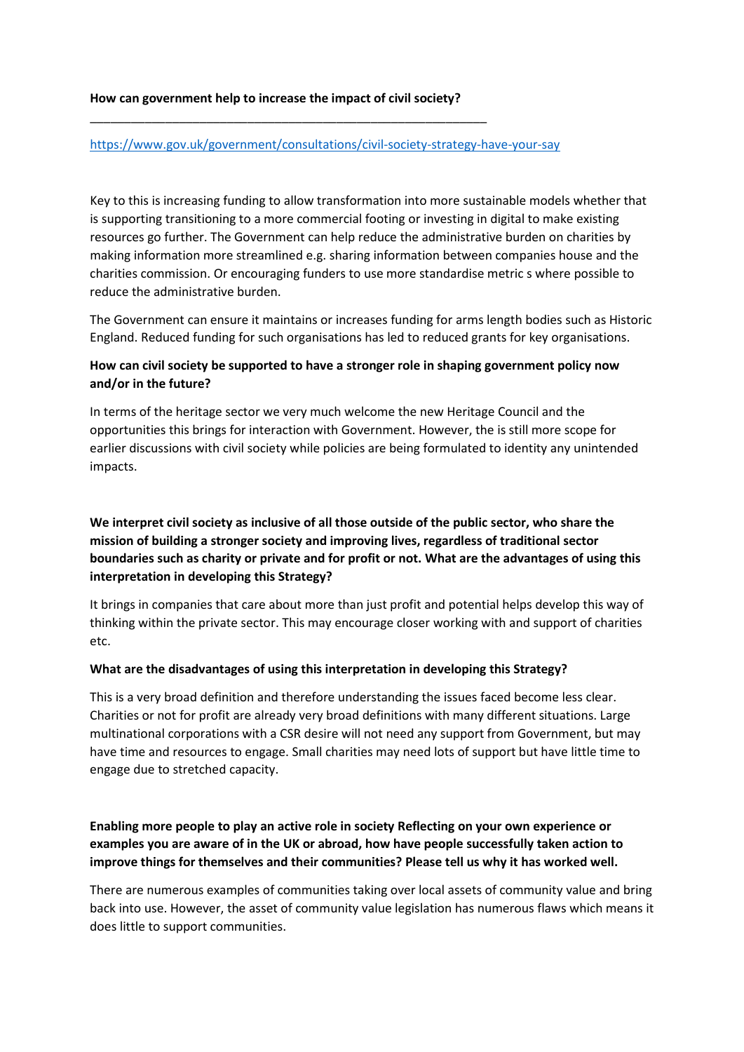**How can government help to increase the impact of civil society?**

___

https://www.gov.uk/government/consultations/civil-society-strategy-have-your-say

Key to this is increasing funding to allow transformation into more sustainable models whether that is supporting transitioning to a more commercial footing or investing in digital to make existing resources go further. The Government can help reduce the administrative burden on charities by making information more streamlined e.g. sharing information between companies house and the charities commission. Or encouraging funders to use more standardise metric s where possible to reduce the administrative burden.

The Government can ensure it maintains or increases funding for arms length bodies such as Historic England. Reduced funding for such organisations has led to reduced grants for key organisations.

**How can civil society be supported to have a stronger role in shaping government policy now and/or in the future?**

In terms of the heritage sector we very much welcome the new Heritage Council and the opportunities this brings for interaction with Government. However, the is still more scope for earlier discussions with civil society while policies are being formulated to identity any unintended impacts.

**We interpret civil society as inclusive of all those outside of the public sector, who share the mission of building a stronger society and improving lives, regardless of traditional sector boundaries such as charity or private and for profit or not. What are the advantages of using this interpretation in developing this Strategy?**

It brings in companies that care about more than just profit and potential helps develop this way of thinking within the private sector. This may encourage closer working with and support of charities etc.

**What are the disadvantages of using this interpretation in developing this Strategy?**

This is a very broad definition and therefore understanding the issues faced become less clear. Charities or not for profit are already very broad definitions with many different situations. Large multinational corporations with a CSR desire will not need any support from Government, but may have time and resources to engage. Small charities may need lots of support but have little time to engage due to stretched capacity.

**Enabling more people to play an active role in society Reflecting on your own experience or examples you are aware of in the UK or abroad, how have people successfully taken action to improve things for themselves and their communities? Please tell us why it has worked well.**

There are numerous examples of communities taking over local assets of community value and bring back into use. However, the asset of community value legislation has numerous flaws which means it does little to support communities.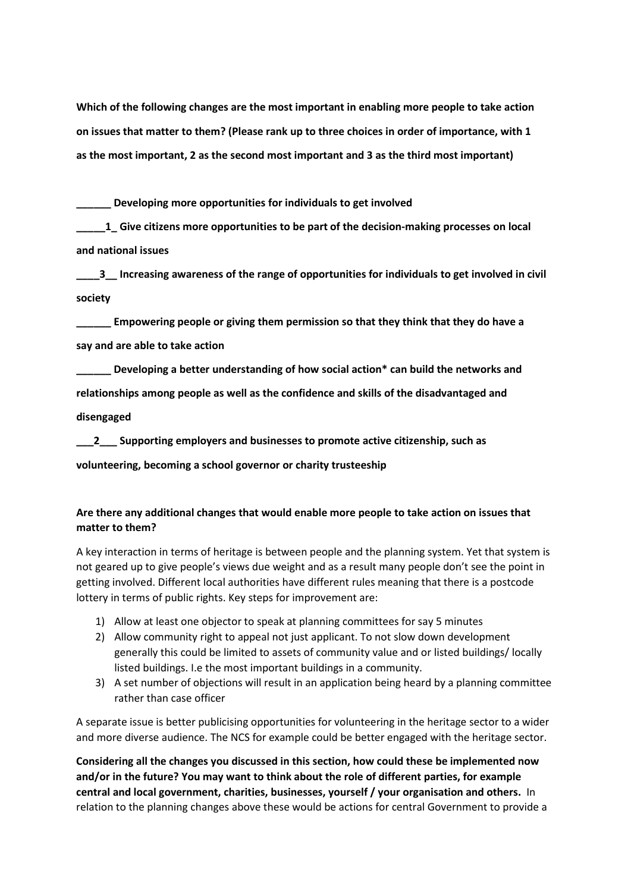**Which of the following changes are the most important in enabling more people to take action on issues that matter to them? (Please rank up to three choices in order of importance, with 1 as the most important, 2 as the second most important and 3 as the third most important)**

**______ Developing more opportunities for individuals to get involved**

**_____1_ Give citizens more opportunities to be part of the decision-making processes on local and national issues**

**____3__ Increasing awareness of the range of opportunities for individuals to get involved in civil society**

**______ Empowering people or giving them permission so that they think that they do have a say and are able to take action**

**______ Developing a better understanding of how social action* can build the networks and relationships among people as well as the confidence and skills of the disadvantaged and disengaged**

**___2___ Supporting employers and businesses to promote active citizenship, such as volunteering, becoming a school governor or charity trusteeship**

**Are there any additional changes that would enable more people to take action on issues that matter to them?**

A key interaction in terms of heritage is between people and the planning system. Yet that system is not geared up to give people's views due weight and as a result many people don't see the point in getting involved. Different local authorities have different rules meaning that there is a postcode lottery in terms of public rights. Key steps for improvement are:

1) Allow at least one objector to speak at planning committees for say 5 minutes
2) Allow community right to appeal not just applicant. To not slow down development generally this could be limited to assets of community value and or listed buildings/ locally listed buildings. I.e the most important buildings in a community.
3) A set number of objections will result in an application being heard by a planning committee rather than case officer

A separate issue is better publicising opportunities for volunteering in the heritage sector to a wider and more diverse audience. The NCS for example could be better engaged with the heritage sector.

**Considering all the changes you discussed in this section, how could these be implemented now and/or in the future? You may want to think about the role of different parties, for example central and local government, charities, businesses, yourself / your organisation and others.** In relation to the planning changes above these would be actions for central Government to provide a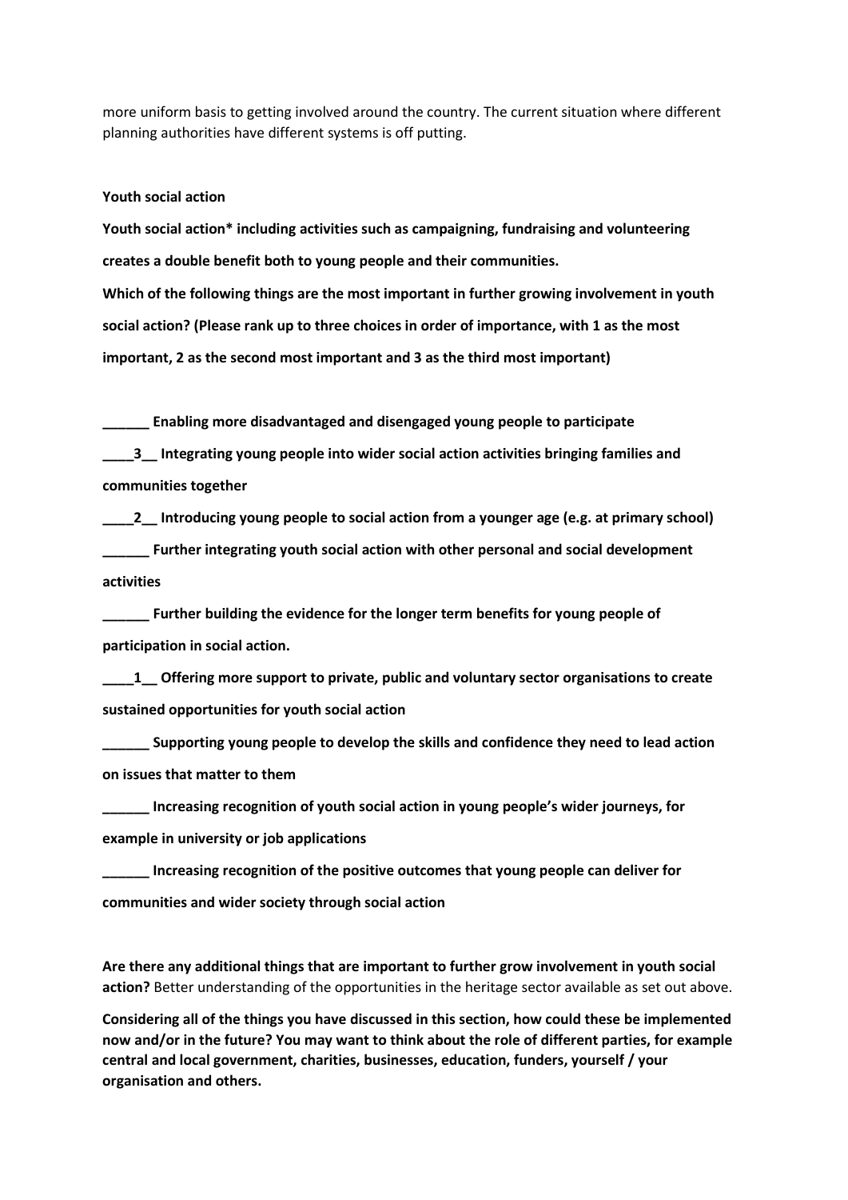more uniform basis to getting involved around the country. The current situation where different planning authorities have different systems is off putting.

**Youth social action**

**Youth social action* including activities such as campaigning, fundraising and volunteering creates a double benefit both to young people and their communities.**

**Which of the following things are the most important in further growing involvement in youth social action? (Please rank up to three choices in order of importance, with 1 as the most important, 2 as the second most important and 3 as the third most important)**

**______ Enabling more disadvantaged and disengaged young people to participate**

**____3__ Integrating young people into wider social action activities bringing families and communities together**

**____2__ Introducing young people to social action from a younger age (e.g. at primary school)**

**______ Further integrating youth social action with other personal and social development activities**

**______ Further building the evidence for the longer term benefits for young people of participation in social action.**

**____1__ Offering more support to private, public and voluntary sector organisations to create sustained opportunities for youth social action**

**______ Supporting young people to develop the skills and confidence they need to lead action on issues that matter to them**

**______ Increasing recognition of youth social action in young people's wider journeys, for example in university or job applications**

**______ Increasing recognition of the positive outcomes that young people can deliver for communities and wider society through social action**

**Are there any additional things that are important to further grow involvement in youth social action?** Better understanding of the opportunities in the heritage sector available as set out above.

**Considering all of the things you have discussed in this section, how could these be implemented now and/or in the future? You may want to think about the role of different parties, for example central and local government, charities, businesses, education, funders, yourself / your organisation and others.**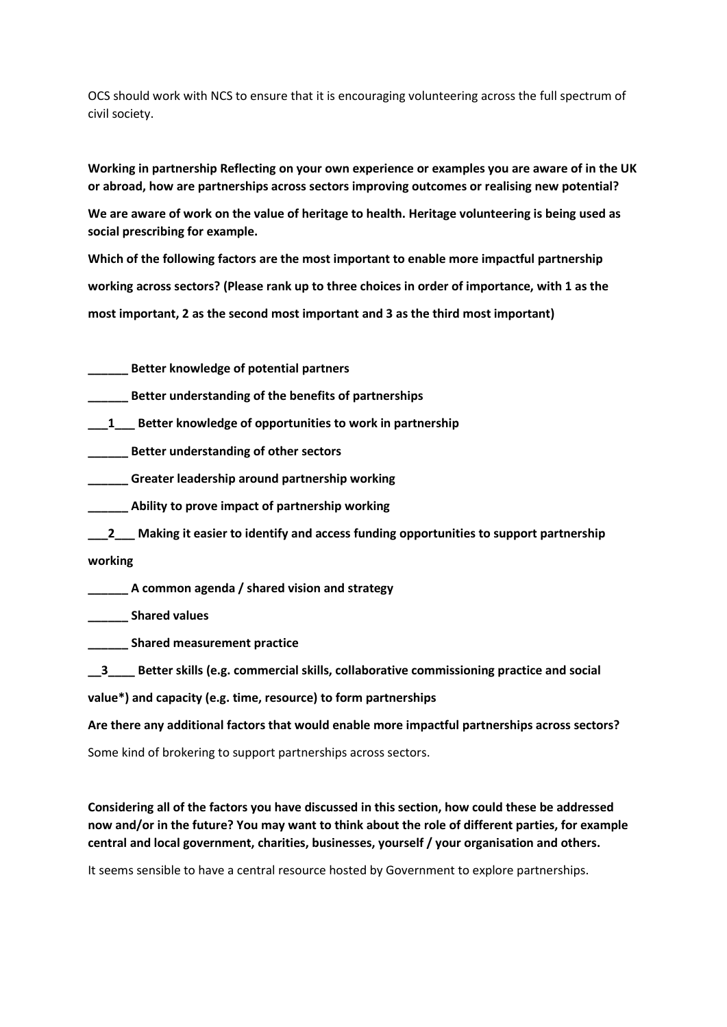OCS should work with NCS to ensure that it is encouraging volunteering across the full spectrum of civil society.

**Working in partnership Reflecting on your own experience or examples you are aware of in the UK or abroad, how are partnerships across sectors improving outcomes or realising new potential?**

**We are aware of work on the value of heritage to health. Heritage volunteering is being used as social prescribing for example.**

**Which of the following factors are the most important to enable more impactful partnership working across sectors? (Please rank up to three choices in order of importance, with 1 as the most important, 2 as the second most important and 3 as the third most important)**

**______ Better knowledge of potential partners**

**______ Better understanding of the benefits of partnerships**

**___1___ Better knowledge of opportunities to work in partnership**

**______ Better understanding of other sectors**

**______ Greater leadership around partnership working**

**______ Ability to prove impact of partnership working**

**___2___ Making it easier to identify and access funding opportunities to support partnership working**

**______ A common agenda / shared vision and strategy**

**______ Shared values**

**______ Shared measurement practice**

**__3____ Better skills (e.g. commercial skills, collaborative commissioning practice and social value*) and capacity (e.g. time, resource) to form partnerships**

**Are there any additional factors that would enable more impactful partnerships across sectors?**

Some kind of brokering to support partnerships across sectors.

**Considering all of the factors you have discussed in this section, how could these be addressed now and/or in the future? You may want to think about the role of different parties, for example central and local government, charities, businesses, yourself / your organisation and others.**

It seems sensible to have a central resource hosted by Government to explore partnerships.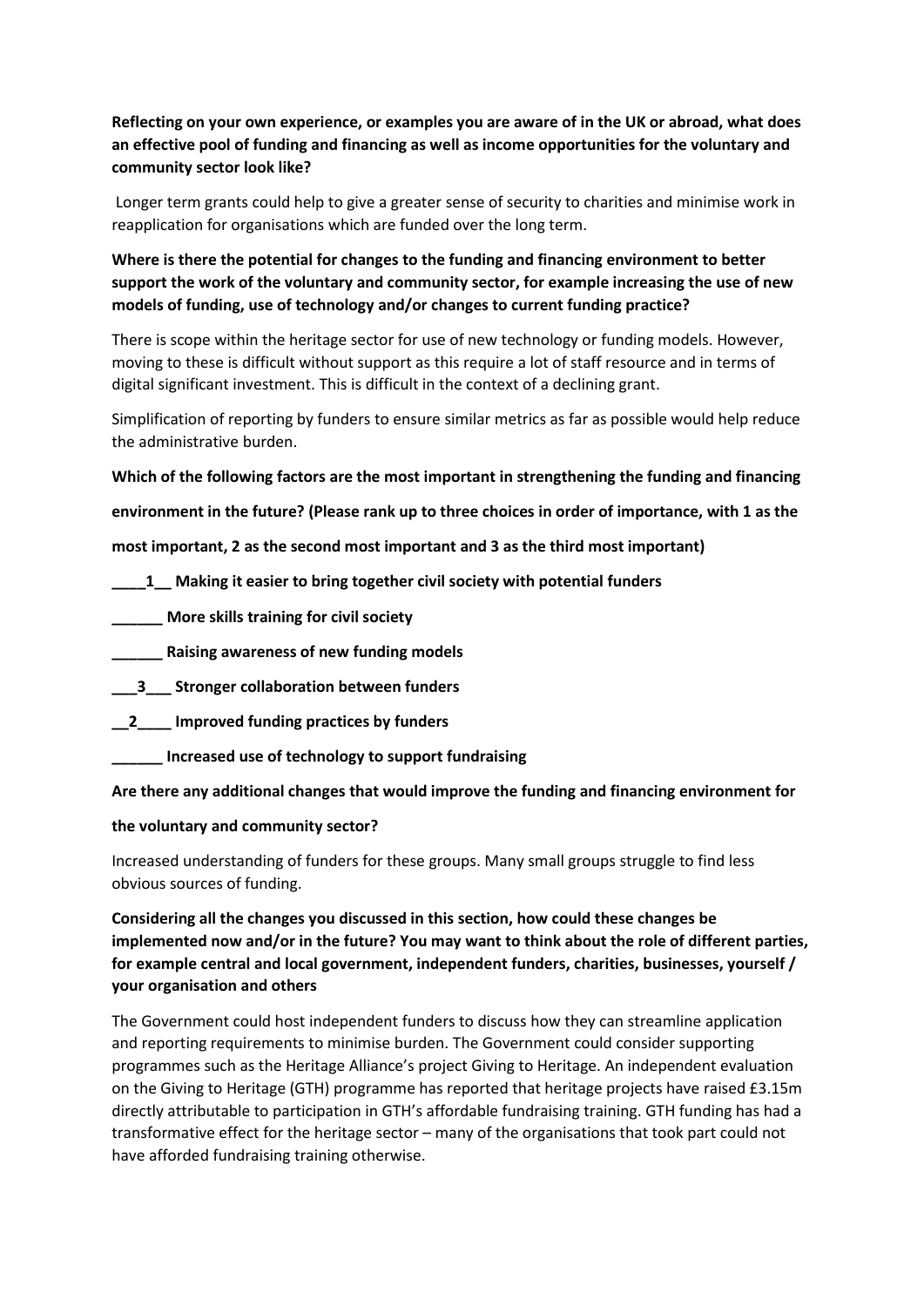**Reflecting on your own experience, or examples you are aware of in the UK or abroad, what does an effective pool of funding and financing as well as income opportunities for the voluntary and community sector look like?**

Longer term grants could help to give a greater sense of security to charities and minimise work in reapplication for organisations which are funded over the long term.

**Where is there the potential for changes to the funding and financing environment to better support the work of the voluntary and community sector, for example increasing the use of new models of funding, use of technology and/or changes to current funding practice?**

There is scope within the heritage sector for use of new technology or funding models. However, moving to these is difficult without support as this require a lot of staff resource and in terms of digital significant investment. This is difficult in the context of a declining grant.

Simplification of reporting by funders to ensure similar metrics as far as possible would help reduce the administrative burden.

**Which of the following factors are the most important in strengthening the funding and financing environment in the future? (Please rank up to three choices in order of importance, with 1 as the most important, 2 as the second most important and 3 as the third most important)**

**\_\_\_\_1\_\_ Making it easier to bring together civil society with potential funders**

**\_\_\_\_\_\_ More skills training for civil society**

**\_\_\_\_\_\_ Raising awareness of new funding models**

**\_\_\_3\_\_\_ Stronger collaboration between funders**

**\_\_2\_\_\_\_ Improved funding practices by funders**

**\_\_\_\_\_\_ Increased use of technology to support fundraising**

**Are there any additional changes that would improve the funding and financing environment for the voluntary and community sector?**

Increased understanding of funders for these groups. Many small groups struggle to find less obvious sources of funding.

**Considering all the changes you discussed in this section, how could these changes be implemented now and/or in the future? You may want to think about the role of different parties, for example central and local government, independent funders, charities, businesses, yourself / your organisation and others**

The Government could host independent funders to discuss how they can streamline application and reporting requirements to minimise burden. The Government could consider supporting programmes such as the Heritage Alliance's project Giving to Heritage. An independent evaluation on the Giving to Heritage (GTH) programme has reported that heritage projects have raised £3.15m directly attributable to participation in GTH's affordable fundraising training. GTH funding has had a transformative effect for the heritage sector – many of the organisations that took part could not have afforded fundraising training otherwise.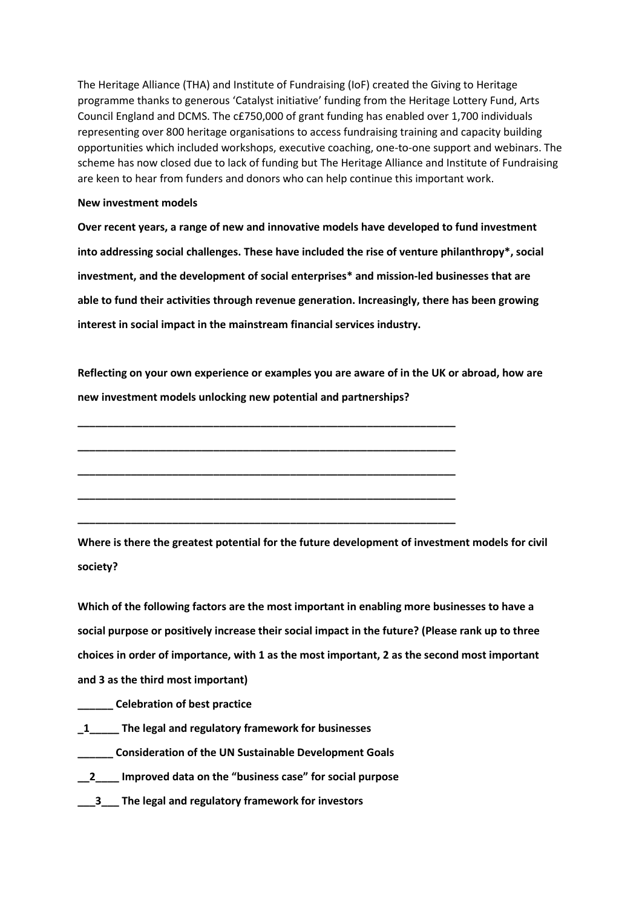The Heritage Alliance (THA) and Institute of Fundraising (IoF) created the Giving to Heritage programme thanks to generous 'Catalyst initiative' funding from the Heritage Lottery Fund, Arts Council England and DCMS. The c£750,000 of grant funding has enabled over 1,700 individuals representing over 800 heritage organisations to access fundraising training and capacity building opportunities which included workshops, executive coaching, one-to-one support and webinars. The scheme has now closed due to lack of funding but The Heritage Alliance and Institute of Fundraising are keen to hear from funders and donors who can help continue this important work.

**New investment models**

**Over recent years, a range of new and innovative models have developed to fund investment into addressing social challenges. These have included the rise of venture philanthropy*, social investment, and the development of social enterprises* and mission-led businesses that are able to fund their activities through revenue generation. Increasingly, there has been growing interest in social impact in the mainstream financial services industry.**

**Reflecting on your own experience or examples you are aware of in the UK or abroad, how are new investment models unlocking new potential and partnerships?**

**____________________________________________________________________**

**____________________________________________________________________**

**____________________________________________________________________**

**____________________________________________________________________**

**____________________________________________________________________**

**Where is there the greatest potential for the future development of investment models for civil society?**

**Which of the following factors are the most important in enabling more businesses to have a social purpose or positively increase their social impact in the future? (Please rank up to three choices in order of importance, with 1 as the most important, 2 as the second most important and 3 as the third most important)**

**______ Celebration of best practice**

**_1_____ The legal and regulatory framework for businesses**

**______ Consideration of the UN Sustainable Development Goals**

**__2____ Improved data on the "business case" for social purpose**

**___3___ The legal and regulatory framework for investors**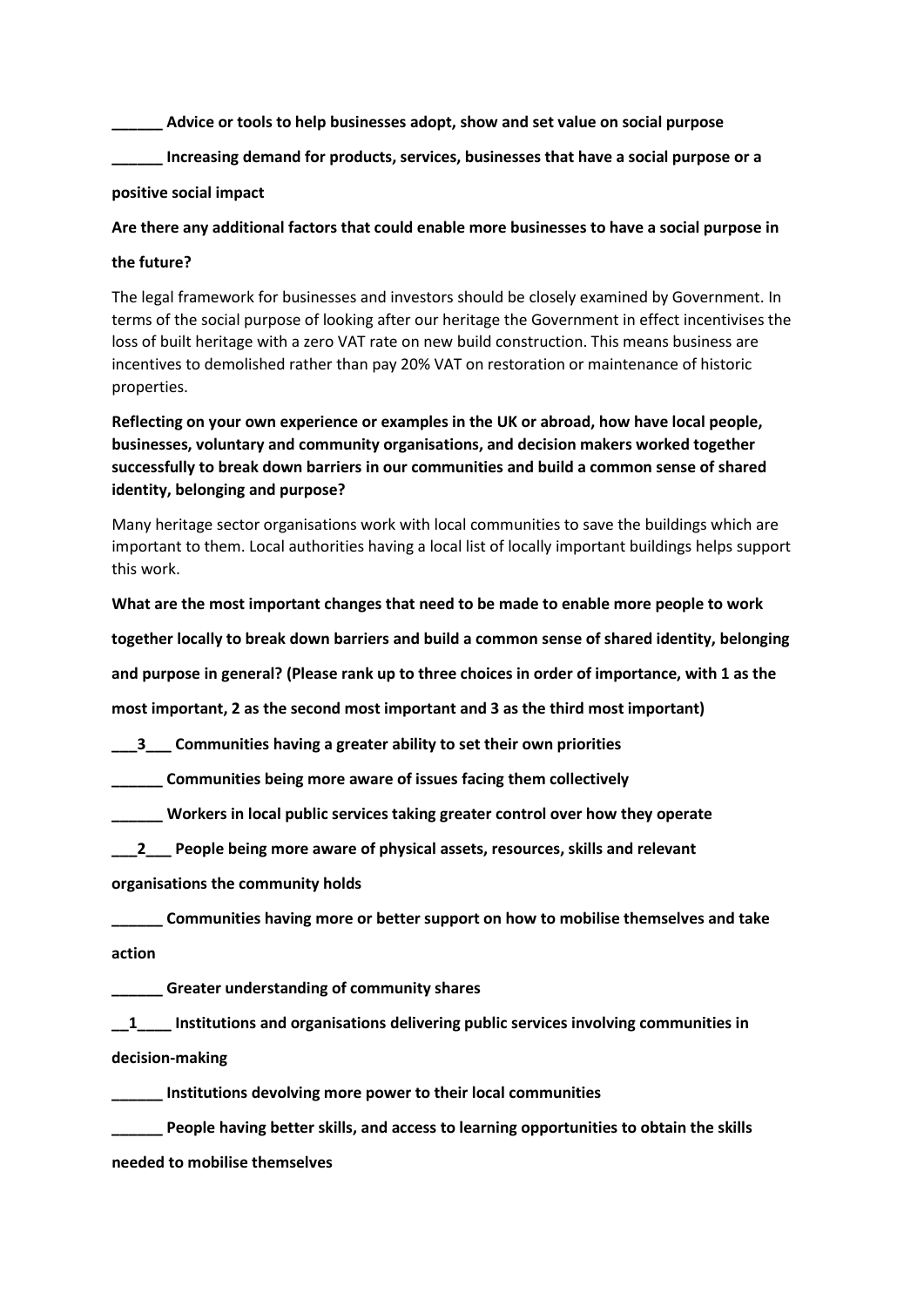**______ Advice or tools to help businesses adopt, show and set value on social purpose**

**______ Increasing demand for products, services, businesses that have a social purpose or a positive social impact**

**Are there any additional factors that could enable more businesses to have a social purpose in the future?**

The legal framework for businesses and investors should be closely examined by Government. In terms of the social purpose of looking after our heritage the Government in effect incentivises the loss of built heritage with a zero VAT rate on new build construction. This means business are incentives to demolished rather than pay 20% VAT on restoration or maintenance of historic properties.

**Reflecting on your own experience or examples in the UK or abroad, how have local people, businesses, voluntary and community organisations, and decision makers worked together successfully to break down barriers in our communities and build a common sense of shared identity, belonging and purpose?**

Many heritage sector organisations work with local communities to save the buildings which are important to them. Local authorities having a local list of locally important buildings helps support this work.

**What are the most important changes that need to be made to enable more people to work together locally to break down barriers and build a common sense of shared identity, belonging and purpose in general? (Please rank up to three choices in order of importance, with 1 as the most important, 2 as the second most important and 3 as the third most important)**

**___3___ Communities having a greater ability to set their own priorities**

**______ Communities being more aware of issues facing them collectively**

**______ Workers in local public services taking greater control over how they operate**

**___2___ People being more aware of physical assets, resources, skills and relevant organisations the community holds**

**______ Communities having more or better support on how to mobilise themselves and take action**

**______ Greater understanding of community shares**

**__1____ Institutions and organisations delivering public services involving communities in decision-making**

**______ Institutions devolving more power to their local communities**

**______ People having better skills, and access to learning opportunities to obtain the skills needed to mobilise themselves**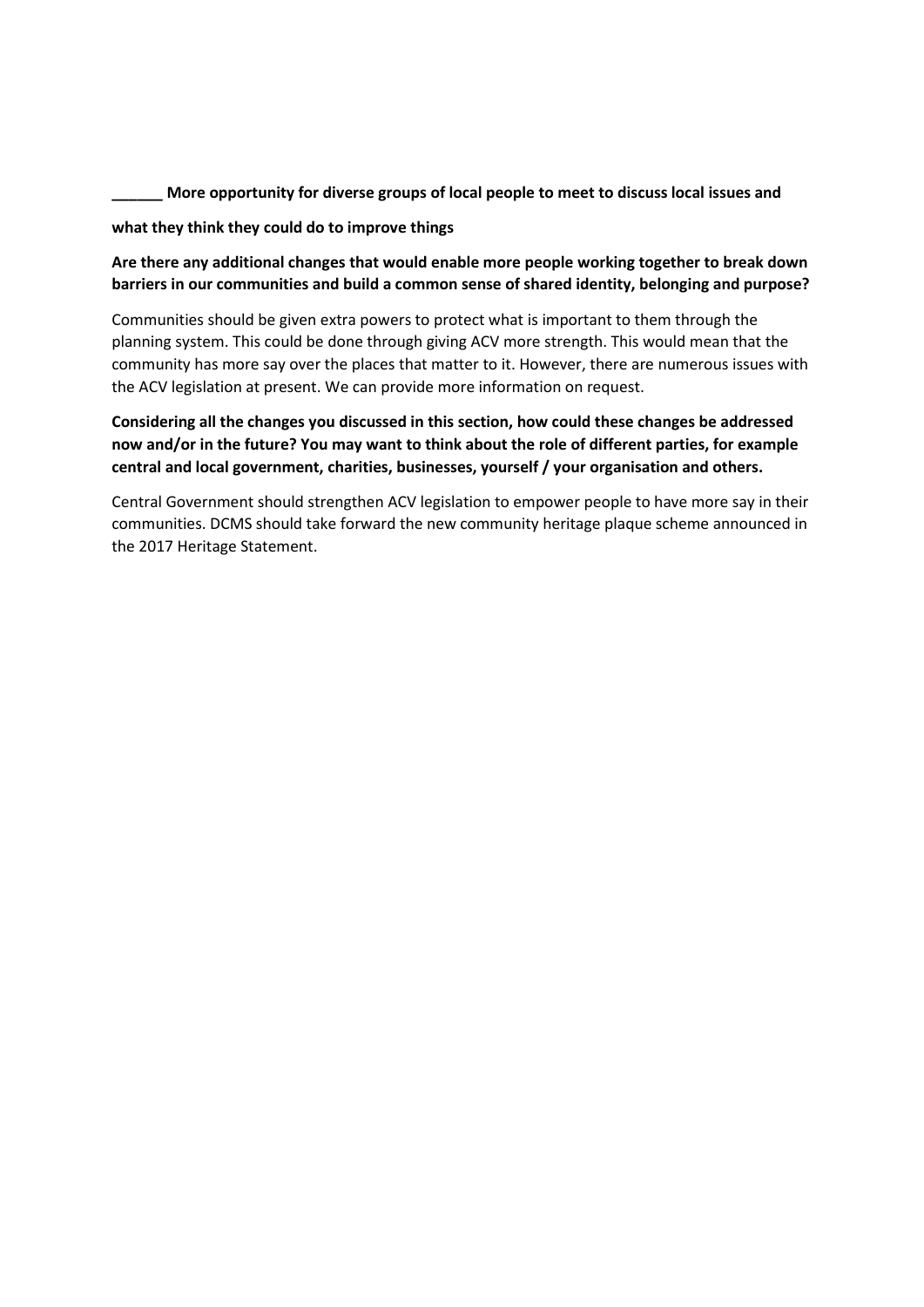**______ More opportunity for diverse groups of local people to meet to discuss local issues and what they think they could do to improve things**

**Are there any additional changes that would enable more people working together to break down barriers in our communities and build a common sense of shared identity, belonging and purpose?**

Communities should be given extra powers to protect what is important to them through the planning system. This could be done through giving ACV more strength. This would mean that the community has more say over the places that matter to it. However, there are numerous issues with the ACV legislation at present. We can provide more information on request.

**Considering all the changes you discussed in this section, how could these changes be addressed now and/or in the future? You may want to think about the role of different parties, for example central and local government, charities, businesses, yourself / your organisation and others.**

Central Government should strengthen ACV legislation to empower people to have more say in their communities. DCMS should take forward the new community heritage plaque scheme announced in the 2017 Heritage Statement.